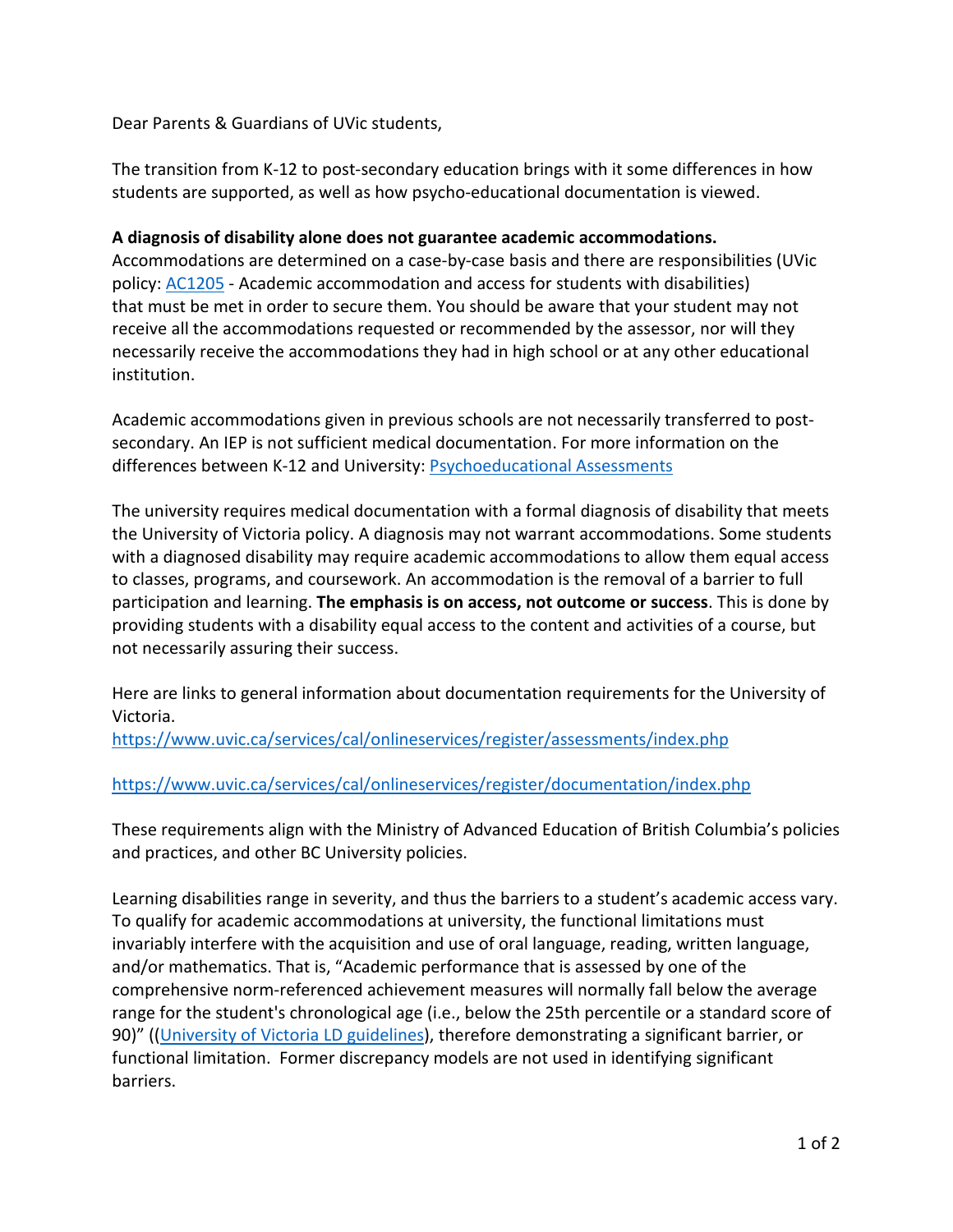Dear Parents & Guardians of UVic students,

The transition from K-12 to post-secondary education brings with it some differences in how students are supported, as well as how psycho-educational documentation is viewed.

**A diagnosis of disability alone does not guarantee academic accommodations.**
Accommodations are determined on a case-by-case basis and there are responsibilities (UVic policy: [AC1205](AC1205) - Academic accommodation and access for students with disabilities) that must be met in order to secure them. You should be aware that your student may not receive all the accommodations requested or recommended by the assessor, nor will they necessarily receive the accommodations they had in high school or at any other educational institution.

Academic accommodations given in previous schools are not necessarily transferred to post-secondary. An IEP is not sufficient medical documentation. For more information on the differences between K-12 and University: [Psychoeducational Assessments](Psychoeducational Assessments)

The university requires medical documentation with a formal diagnosis of disability that meets the University of Victoria policy. A diagnosis may not warrant accommodations. Some students with a diagnosed disability may require academic accommodations to allow them equal access to classes, programs, and coursework. An accommodation is the removal of a barrier to full participation and learning. **The emphasis is on access, not outcome or success**. This is done by providing students with a disability equal access to the content and activities of a course, but not necessarily assuring their success.

Here are links to general information about documentation requirements for the University of Victoria.

https://www.uvic.ca/services/cal/onlineservices/register/assessments/index.php

https://www.uvic.ca/services/cal/onlineservices/register/documentation/index.php

These requirements align with the Ministry of Advanced Education of British Columbia's policies and practices, and other BC University policies.

Learning disabilities range in severity, and thus the barriers to a student's academic access vary. To qualify for academic accommodations at university, the functional limitations must invariably interfere with the acquisition and use of oral language, reading, written language, and/or mathematics. That is, "Academic performance that is assessed by one of the comprehensive norm-referenced achievement measures will normally fall below the average range for the student's chronological age (i.e., below the 25th percentile or a standard score of 90)" ((University of Victoria LD guidelines), therefore demonstrating a significant barrier, or functional limitation. Former discrepancy models are not used in identifying significant barriers.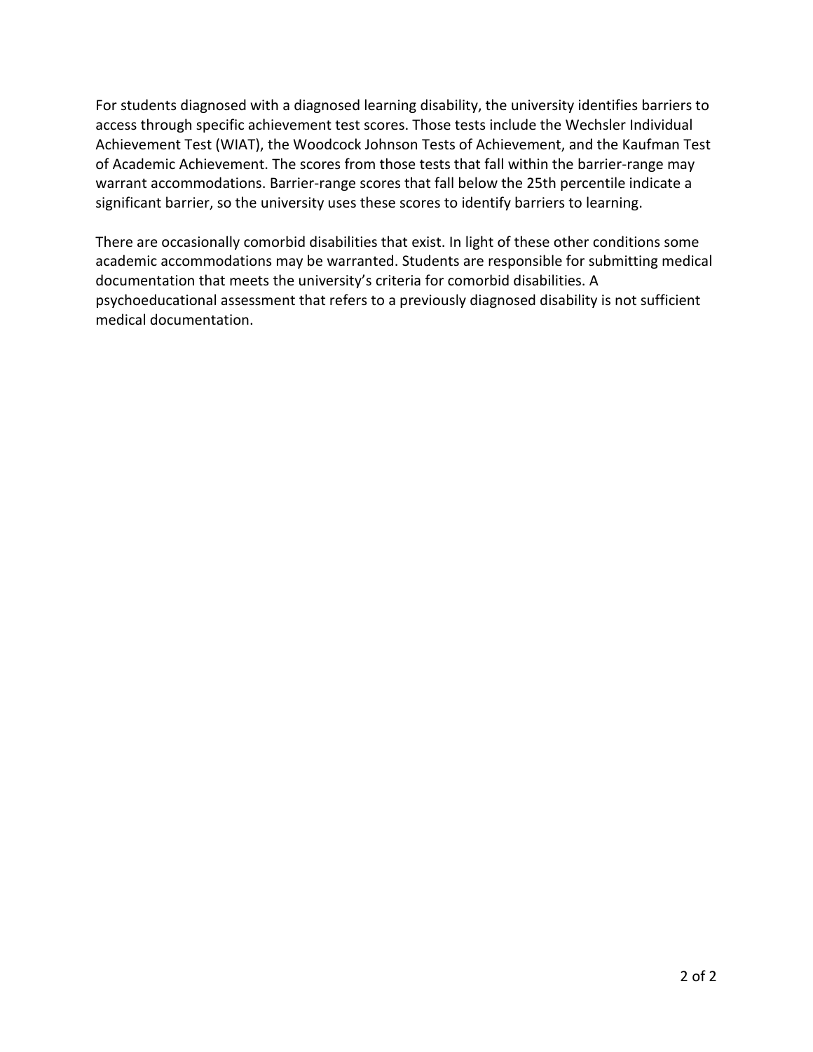For students diagnosed with a diagnosed learning disability, the university identifies barriers to access through specific achievement test scores. Those tests include the Wechsler Individual Achievement Test (WIAT), the Woodcock Johnson Tests of Achievement, and the Kaufman Test of Academic Achievement. The scores from those tests that fall within the barrier-range may warrant accommodations. Barrier-range scores that fall below the 25th percentile indicate a significant barrier, so the university uses these scores to identify barriers to learning.

There are occasionally comorbid disabilities that exist. In light of these other conditions some academic accommodations may be warranted. Students are responsible for submitting medical documentation that meets the university's criteria for comorbid disabilities. A psychoeducational assessment that refers to a previously diagnosed disability is not sufficient medical documentation.